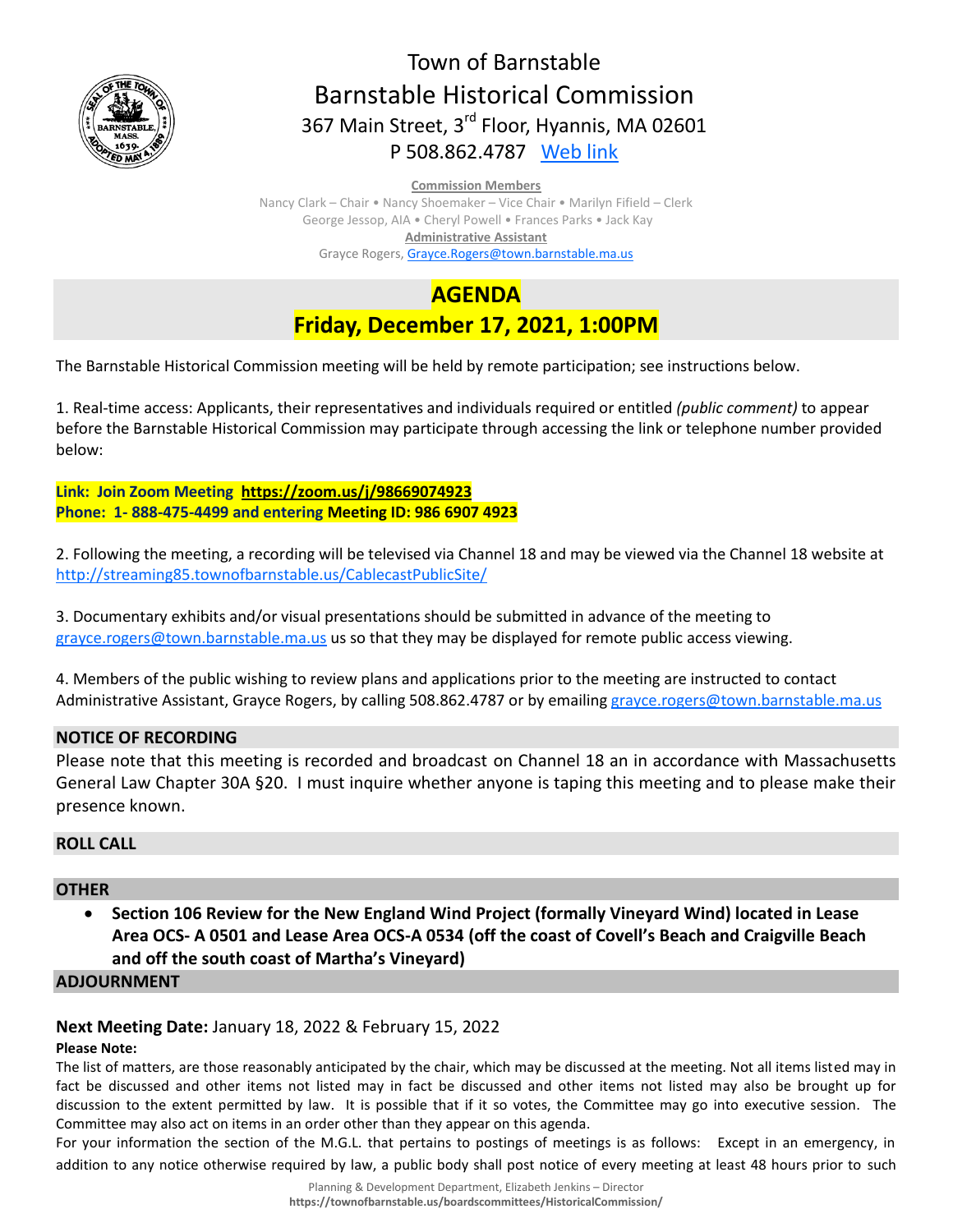# Town of Barnstable
## Barnstable Historical Commission

367 Main Street, 3rd Floor, Hyannis, MA 02601
P 508.862.4787 Web link

**Commission Members**
Nancy Clark – Chair • Nancy Shoemaker – Vice Chair • Marilyn Fifield – Clerk
George Jessop, AIA • Cheryl Powell • Frances Parks • Jack Kay
**Administrative Assistant**
Grayce Rogers, Grayce.Rogers@town.barnstable.ma.us

## AGENDA
## Friday, December 17, 2021, 1:00PM

The Barnstable Historical Commission meeting will be held by remote participation; see instructions below.

1. Real-time access: Applicants, their representatives and individuals required or entitled *(public comment)* to appear before the Barnstable Historical Commission may participate through accessing the link or telephone number provided below:

**Link: Join Zoom Meeting https://zoom.us/j/98669074923**
**Phone: 1- 888-475-4499 and entering Meeting ID: 986 6907 4923**

2. Following the meeting, a recording will be televised via Channel 18 and may be viewed via the Channel 18 website at http://streaming85.townofbarnstable.us/CablecastPublicSite/

3. Documentary exhibits and/or visual presentations should be submitted in advance of the meeting to grayce.rogers@town.barnstable.ma.us us so that they may be displayed for remote public access viewing.

4. Members of the public wishing to review plans and applications prior to the meeting are instructed to contact Administrative Assistant, Grayce Rogers, by calling 508.862.4787 or by emailing grayce.rogers@town.barnstable.ma.us

### NOTICE OF RECORDING

Please note that this meeting is recorded and broadcast on Channel 18 an in accordance with Massachusetts General Law Chapter 30A §20. I must inquire whether anyone is taping this meeting and to please make their presence known.

### ROLL CALL

### OTHER

- **Section 106 Review for the New England Wind Project (formally Vineyard Wind) located in Lease Area OCS- A 0501 and Lease Area OCS-A 0534 (off the coast of Covell's Beach and Craigville Beach and off the south coast of Martha's Vineyard)**

### ADJOURNMENT

**Next Meeting Date:** January 18, 2022 & February 15, 2022

**Please Note:**

The list of matters, are those reasonably anticipated by the chair, which may be discussed at the meeting. Not all items listed may in fact be discussed and other items not listed may in fact be discussed and other items not listed may also be brought up for discussion to the extent permitted by law. It is possible that if it so votes, the Committee may go into executive session. The Committee may also act on items in an order other than they appear on this agenda.

For your information the section of the M.G.L. that pertains to postings of meetings is as follows: Except in an emergency, in addition to any notice otherwise required by law, a public body shall post notice of every meeting at least 48 hours prior to such

Planning & Development Department, Elizabeth Jenkins – Director
**https://townofbarnstable.us/boardscommittees/HistoricalCommission/**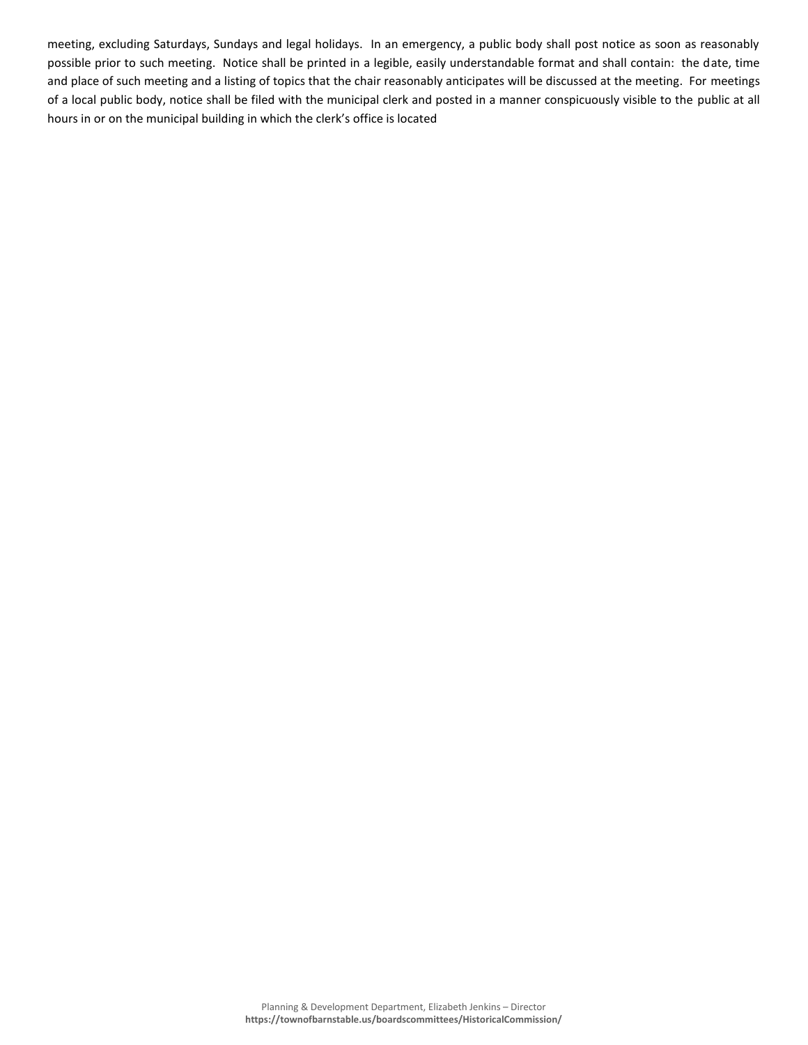meeting, excluding Saturdays, Sundays and legal holidays. In an emergency, a public body shall post notice as soon as reasonably possible prior to such meeting. Notice shall be printed in a legible, easily understandable format and shall contain: the date, time and place of such meeting and a listing of topics that the chair reasonably anticipates will be discussed at the meeting. For meetings of a local public body, notice shall be filed with the municipal clerk and posted in a manner conspicuously visible to the public at all hours in or on the municipal building in which the clerk's office is located